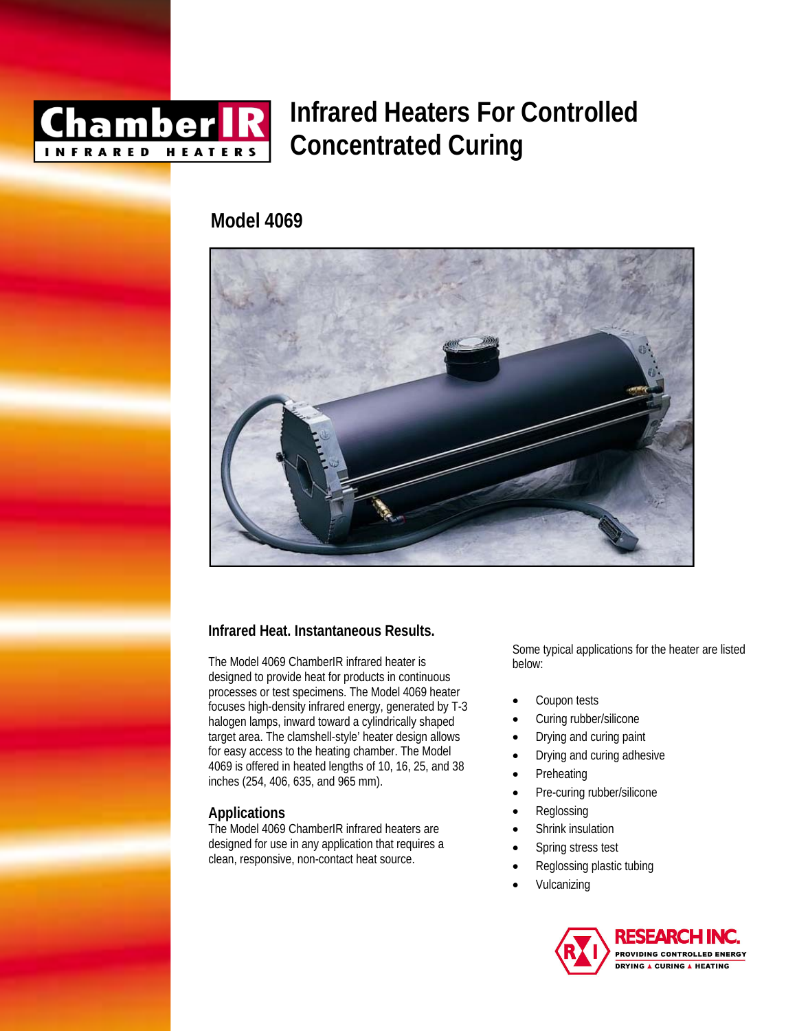# Infrared Heaters For Controlled Concentrated Curing

## Model 4069

### Infrared Heat. Instantaneous Results.

The Model 4069 ChamberIR infrared heater is designed to provide heat for products in continuous processes or test specimens. The Model 4069 heater focuses high-density infrared energy, generated by T-3 halogen lamps, inward toward a cylindrically shaped target area. The clamshell-style' heater design allows for easy access to the heating chamber. The Model 4069 is offered in heated lengths of 10, 16, 25, and 38 inches (254, 406, 635, and 965 mm).

### Applications

The Model 4069 ChamberIR infrared heaters are designed for use in any application that requires a clean, responsive, non-contact heat source.

Some typical applications for the heater are listed below:

- Coupon tests
- Curing rubber/silicone
- Drying and curing paint
- Drying and curing adhesive
- Preheating
- Pre-curing rubber/silicone
- Reglossing
- Shrink insulation
- Spring stress test
- Reglossing plastic tubing
- Vulcanizing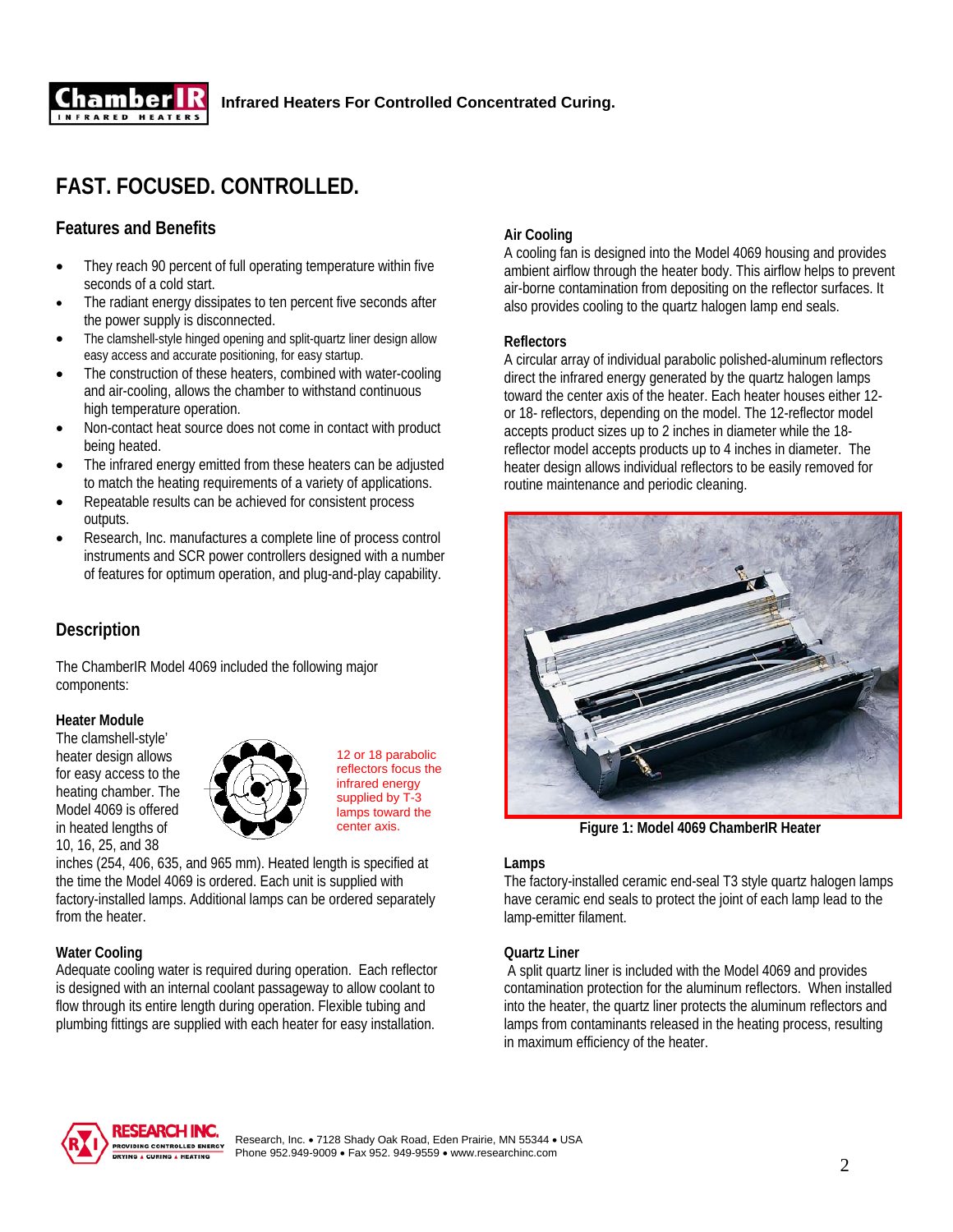**Infrared Heaters For Controlled Concentrated Curing.**

# FAST. FOCUSED. CONTROLLED.

## Features and Benefits

- They reach 90 percent of full operating temperature within five seconds of a cold start.
- The radiant energy dissipates to ten percent five seconds after the power supply is disconnected.
- The clamshell-style hinged opening and split-quartz liner design allow easy access and accurate positioning, for easy startup.
- The construction of these heaters, combined with water-cooling and air-cooling, allows the chamber to withstand continuous high temperature operation.
- Non-contact heat source does not come in contact with product being heated.
- The infrared energy emitted from these heaters can be adjusted to match the heating requirements of a variety of applications.
- Repeatable results can be achieved for consistent process outputs.
- Research, Inc. manufactures a complete line of process control instruments and SCR power controllers designed with a number of features for optimum operation, and plug-and-play capability.

## Description

The ChamberIR Model 4069 included the following major components:

### Heater Module

The clamshell-style' heater design allows for easy access to the heating chamber. The Model 4069 is offered in heated lengths of 10, 16, 25, and 38 inches (254, 406, 635, and 965 mm). Heated length is specified at the time the Model 4069 is ordered. Each unit is supplied with factory-installed lamps. Additional lamps can be ordered separately from the heater.

12 or 18 parabolic reflectors focus the infrared energy supplied by T-3 lamps toward the center axis.

### Water Cooling

Adequate cooling water is required during operation. Each reflector is designed with an internal coolant passageway to allow coolant to flow through its entire length during operation. Flexible tubing and plumbing fittings are supplied with each heater for easy installation.

### Air Cooling

A cooling fan is designed into the Model 4069 housing and provides ambient airflow through the heater body. This airflow helps to prevent air-borne contamination from depositing on the reflector surfaces. It also provides cooling to the quartz halogen lamp end seals.

### Reflectors

A circular array of individual parabolic polished-aluminum reflectors direct the infrared energy generated by the quartz halogen lamps toward the center axis of the heater. Each heater houses either 12- or 18- reflectors, depending on the model. The 12-reflector model accepts product sizes up to 2 inches in diameter while the 18-reflector model accepts products up to 4 inches in diameter. The heater design allows individual reflectors to be easily removed for routine maintenance and periodic cleaning.

**Figure 1: Model 4069 ChamberIR Heater**

### Lamps

The factory-installed ceramic end-seal T3 style quartz halogen lamps have ceramic end seals to protect the joint of each lamp lead to the lamp-emitter filament.

### Quartz Liner

A split quartz liner is included with the Model 4069 and provides contamination protection for the aluminum reflectors. When installed into the heater, the quartz liner protects the aluminum reflectors and lamps from contaminants released in the heating process, resulting in maximum efficiency of the heater.

Research, Inc. • 7128 Shady Oak Road, Eden Prairie, MN 55344 • USA
Phone 952.949-9009 • Fax 952. 949-9559 • www.researchinc.com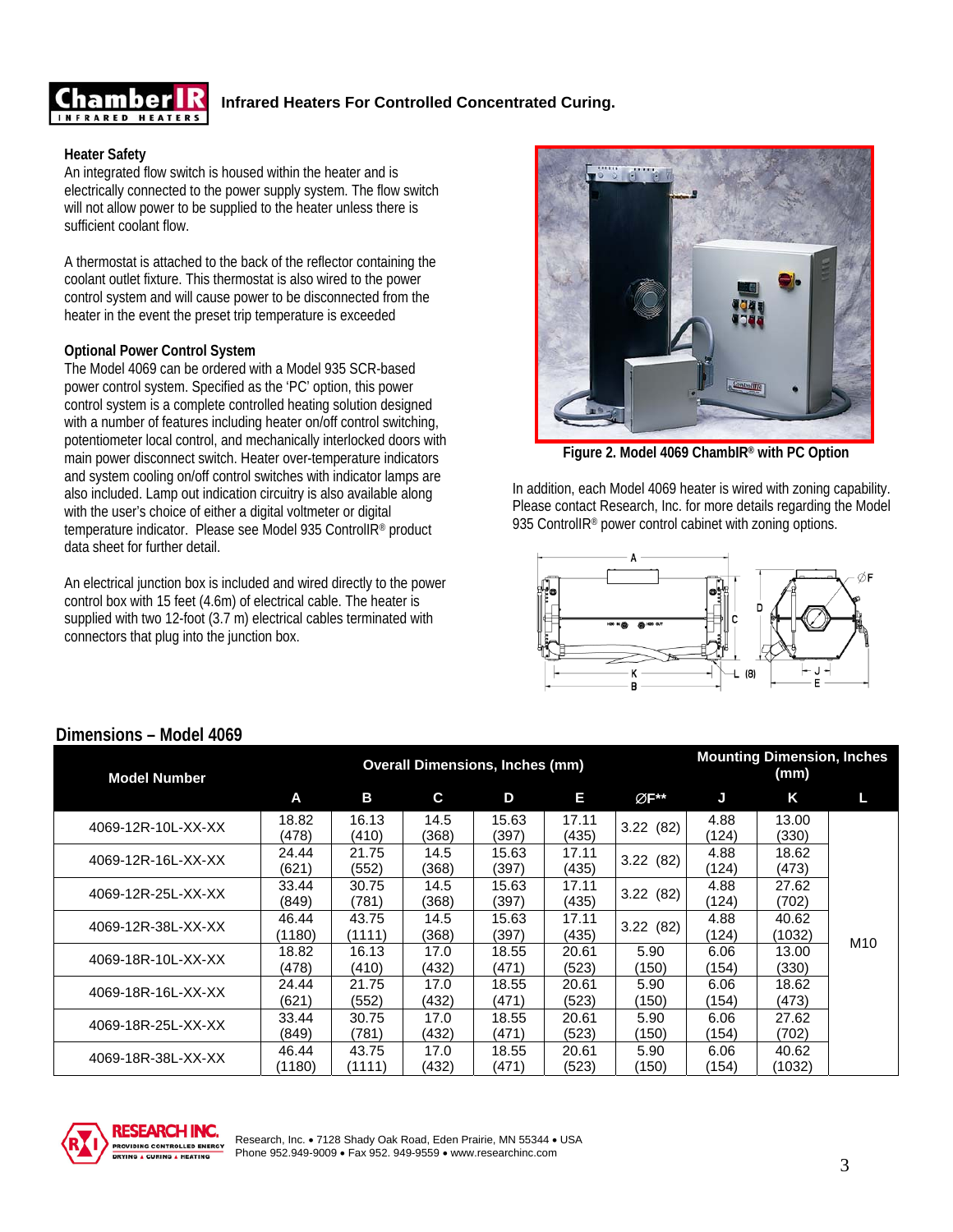**Infrared Heaters For Controlled Concentrated Curing.**

### Heater Safety

An integrated flow switch is housed within the heater and is electrically connected to the power supply system. The flow switch will not allow power to be supplied to the heater unless there is sufficient coolant flow.

A thermostat is attached to the back of the reflector containing the coolant outlet fixture. This thermostat is also wired to the power control system and will cause power to be disconnected from the heater in the event the preset trip temperature is exceeded

### Optional Power Control System

The Model 4069 can be ordered with a Model 935 SCR-based power control system. Specified as the 'PC' option, this power control system is a complete controlled heating solution designed with a number of features including heater on/off control switching, potentiometer local control, and mechanically interlocked doors with main power disconnect switch. Heater over-temperature indicators and system cooling on/off control switches with indicator lamps are also included. Lamp out indication circuitry is also available along with the user's choice of either a digital voltmeter or digital temperature indicator. Please see Model 935 ControlIR® product data sheet for further detail.

An electrical junction box is included and wired directly to the power control box with 15 feet (4.6m) of electrical cable. The heater is supplied with two 12-foot (3.7 m) electrical cables terminated with connectors that plug into the junction box.

**Figure 2. Model 4069 ChambIR® with PC Option**

In addition, each Model 4069 heater is wired with zoning capability. Please contact Research, Inc. for more details regarding the Model 935 ControlIR® power control cabinet with zoning options.

## Dimensions – Model 4069

| Model Number | Overall Dimensions, Inches (mm) | | | | | | Mounting Dimension, Inches (mm) | | |
|---|---|---|---|---|---|---|---|---|---|
| | A | B | C | D | E | ØF** | J | K | L |
| 4069-12R-10L-XX-XX | 18.82 (478) | 16.13 (410) | 14.5 (368) | 15.63 (397) | 17.11 (435) | 3.22 (82) | 4.88 (124) | 13.00 (330) | M10 |
| 4069-12R-16L-XX-XX | 24.44 (621) | 21.75 (552) | 14.5 (368) | 15.63 (397) | 17.11 (435) | 3.22 (82) | 4.88 (124) | 18.62 (473) | M10 |
| 4069-12R-25L-XX-XX | 33.44 (849) | 30.75 (781) | 14.5 (368) | 15.63 (397) | 17.11 (435) | 3.22 (82) | 4.88 (124) | 27.62 (702) | M10 |
| 4069-12R-38L-XX-XX | 46.44 (1180) | 43.75 (1111) | 14.5 (368) | 15.63 (397) | 17.11 (435) | 3.22 (82) | 4.88 (124) | 40.62 (1032) | M10 |
| 4069-18R-10L-XX-XX | 18.82 (478) | 16.13 (410) | 17.0 (432) | 18.55 (471) | 20.61 (523) | 5.90 (150) | 6.06 (154) | 13.00 (330) | M10 |
| 4069-18R-16L-XX-XX | 24.44 (621) | 21.75 (552) | 17.0 (432) | 18.55 (471) | 20.61 (523) | 5.90 (150) | 6.06 (154) | 18.62 (473) | M10 |
| 4069-18R-25L-XX-XX | 33.44 (849) | 30.75 (781) | 17.0 (432) | 18.55 (471) | 20.61 (523) | 5.90 (150) | 6.06 (154) | 27.62 (702) | M10 |
| 4069-18R-38L-XX-XX | 46.44 (1180) | 43.75 (1111) | 17.0 (432) | 18.55 (471) | 20.61 (523) | 5.90 (150) | 6.06 (154) | 40.62 (1032) | M10 |

Research, Inc. • 7128 Shady Oak Road, Eden Prairie, MN 55344 • USA
Phone 952.949-9009 • Fax 952. 949-9559 • www.researchinc.com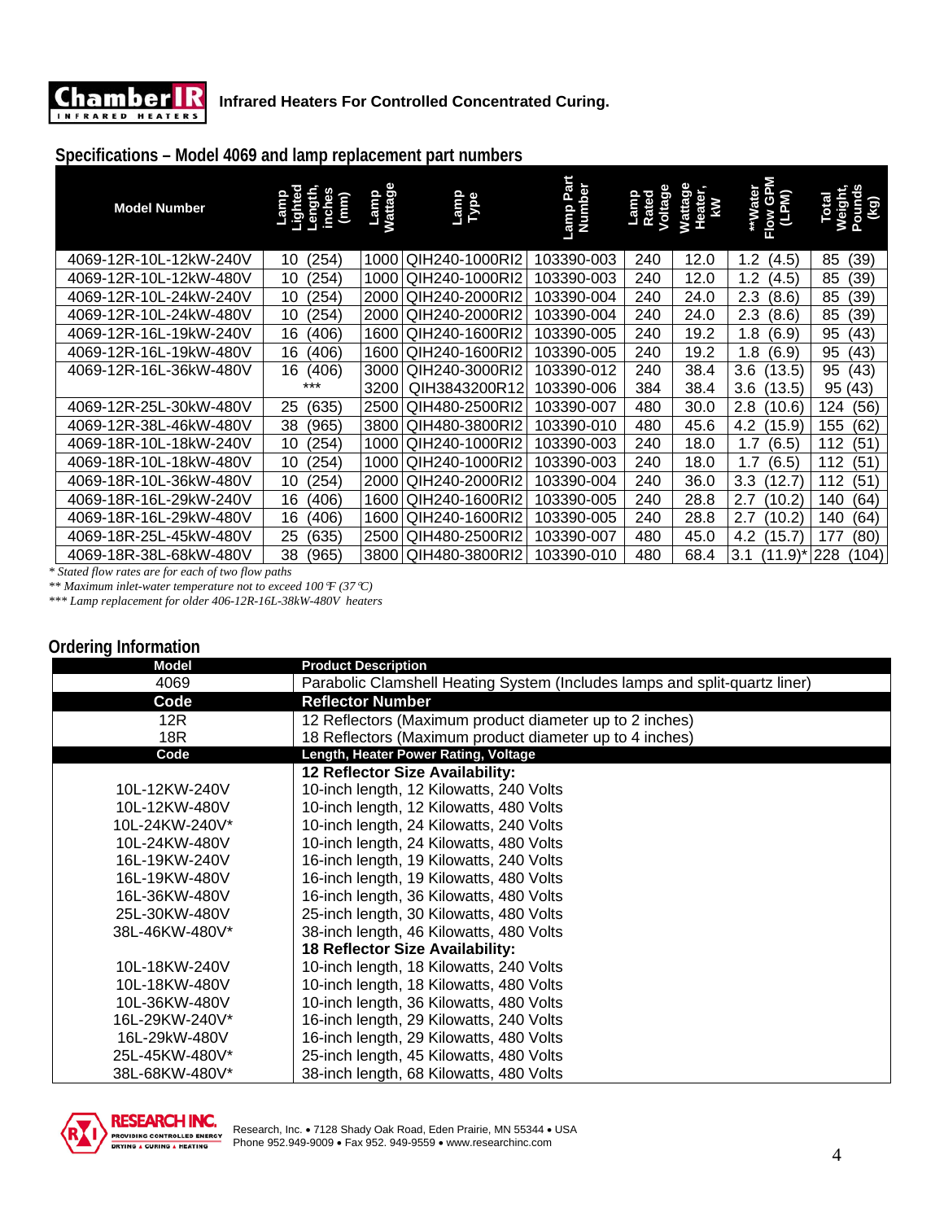ChamberIR INFRARED HEATERS **Infrared Heaters For Controlled Concentrated Curing.**

## Specifications – Model 4069 and lamp replacement part numbers

| Model Number | Lamp Lighted Length, inches (mm) | Lamp Wattage | Lamp Type | Lamp Part Number | Lamp Rated Voltage | Wattage Heater, kW | **Water Flow GPM (LPM) | Total Weight, Pounds (kg) |
|---|---|---|---|---|---|---|---|---|
| 4069-12R-10L-12kW-240V | 10 (254) | 1000 | QIH240-1000RI2 | 103390-003 | 240 | 12.0 | 1.2 (4.5) | 85 (39) |
| 4069-12R-10L-12kW-480V | 10 (254) | 1000 | QIH240-1000RI2 | 103390-003 | 240 | 12.0 | 1.2 (4.5) | 85 (39) |
| 4069-12R-10L-24kW-240V | 10 (254) | 2000 | QIH240-2000RI2 | 103390-004 | 240 | 24.0 | 2.3 (8.6) | 85 (39) |
| 4069-12R-10L-24kW-480V | 10 (254) | 2000 | QIH240-2000RI2 | 103390-004 | 240 | 24.0 | 2.3 (8.6) | 85 (39) |
| 4069-12R-16L-19kW-240V | 16 (406) | 1600 | QIH240-1600RI2 | 103390-005 | 240 | 19.2 | 1.8 (6.9) | 95 (43) |
| 4069-12R-16L-19kW-480V | 16 (406) | 1600 | QIH240-1600RI2 | 103390-005 | 240 | 19.2 | 1.8 (6.9) | 95 (43) |
| 4069-12R-16L-36kW-480V | 16 (406) | 3000 | QIH240-3000RI2 | 103390-012 | 240 | 38.4 | 3.6 (13.5) | 95 (43) |
| | *** | 3200 | QIH3843200R12 | 103390-006 | 384 | 38.4 | 3.6 (13.5) | 95 (43) |
| 4069-12R-25L-30kW-480V | 25 (635) | 2500 | QIH480-2500RI2 | 103390-007 | 480 | 30.0 | 2.8 (10.6) | 124 (56) |
| 4069-12R-38L-46kW-480V | 38 (965) | 3800 | QIH480-3800RI2 | 103390-010 | 480 | 45.6 | 4.2 (15.9) | 155 (62) |
| 4069-18R-10L-18kW-240V | 10 (254) | 1000 | QIH240-1000RI2 | 103390-003 | 240 | 18.0 | 1.7 (6.5) | 112 (51) |
| 4069-18R-10L-18kW-480V | 10 (254) | 1000 | QIH240-1000RI2 | 103390-003 | 240 | 18.0 | 1.7 (6.5) | 112 (51) |
| 4069-18R-10L-36kW-480V | 10 (254) | 2000 | QIH240-2000RI2 | 103390-004 | 240 | 36.0 | 3.3 (12.7) | 112 (51) |
| 4069-18R-16L-29kW-240V | 16 (406) | 1600 | QIH240-1600RI2 | 103390-005 | 240 | 28.8 | 2.7 (10.2) | 140 (64) |
| 4069-18R-16L-29kW-480V | 16 (406) | 1600 | QIH240-1600RI2 | 103390-005 | 240 | 28.8 | 2.7 (10.2) | 140 (64) |
| 4069-18R-25L-45kW-480V | 25 (635) | 2500 | QIH480-2500RI2 | 103390-007 | 480 | 45.0 | 4.2 (15.7) | 177 (80) |
| 4069-18R-38L-68kW-480V | 38 (965) | 3800 | QIH480-3800RI2 | 103390-010 | 480 | 68.4 | 3.1 (11.9)* | 228 (104) |

*\* Stated flow rates are for each of two flow paths*

*\*\* Maximum inlet-water temperature not to exceed 100 ℉ (37℃)*

*\*\*\* Lamp replacement for older 406-12R-16L-38kW-480V heaters*

## Ordering Information

| Model | Product Description |
|---|---|
| 4069 | Parabolic Clamshell Heating System (Includes lamps and split-quartz liner) |
| **Code** | **Reflector Number** |
| 12R | 12 Reflectors (Maximum product diameter up to 2 inches) |
| 18R | 18 Reflectors (Maximum product diameter up to 4 inches) |
| **Code** | **Length, Heater Power Rating, Voltage** |
| | **12 Reflector Size Availability:** |
| 10L-12KW-240V | 10-inch length, 12 Kilowatts, 240 Volts |
| 10L-12KW-480V | 10-inch length, 12 Kilowatts, 480 Volts |
| 10L-24KW-240V* | 10-inch length, 24 Kilowatts, 240 Volts |
| 10L-24KW-480V | 10-inch length, 24 Kilowatts, 480 Volts |
| 16L-19KW-240V | 16-inch length, 19 Kilowatts, 240 Volts |
| 16L-19KW-480V | 16-inch length, 19 Kilowatts, 480 Volts |
| 16L-36KW-480V | 16-inch length, 36 Kilowatts, 480 Volts |
| 25L-30KW-480V | 25-inch length, 30 Kilowatts, 480 Volts |
| 38L-46KW-480V* | 38-inch length, 46 Kilowatts, 480 Volts |
| | **18 Reflector Size Availability:** |
| 10L-18KW-240V | 10-inch length, 18 Kilowatts, 240 Volts |
| 10L-18KW-480V | 10-inch length, 18 Kilowatts, 480 Volts |
| 10L-36KW-480V | 10-inch length, 36 Kilowatts, 480 Volts |
| 16L-29KW-240V* | 16-inch length, 29 Kilowatts, 240 Volts |
| 16L-29kW-480V | 16-inch length, 29 Kilowatts, 480 Volts |
| 25L-45KW-480V* | 25-inch length, 45 Kilowatts, 480 Volts |
| 38L-68KW-480V* | 38-inch length, 68 Kilowatts, 480 Volts |

RESEARCH INC. PROVIDING CONTROLLED ENERGY DRYING • CURING • HEATING

Research, Inc. • 7128 Shady Oak Road, Eden Prairie, MN 55344 • USA
Phone 952.949-9009 • Fax 952. 949-9559 • www.researchinc.com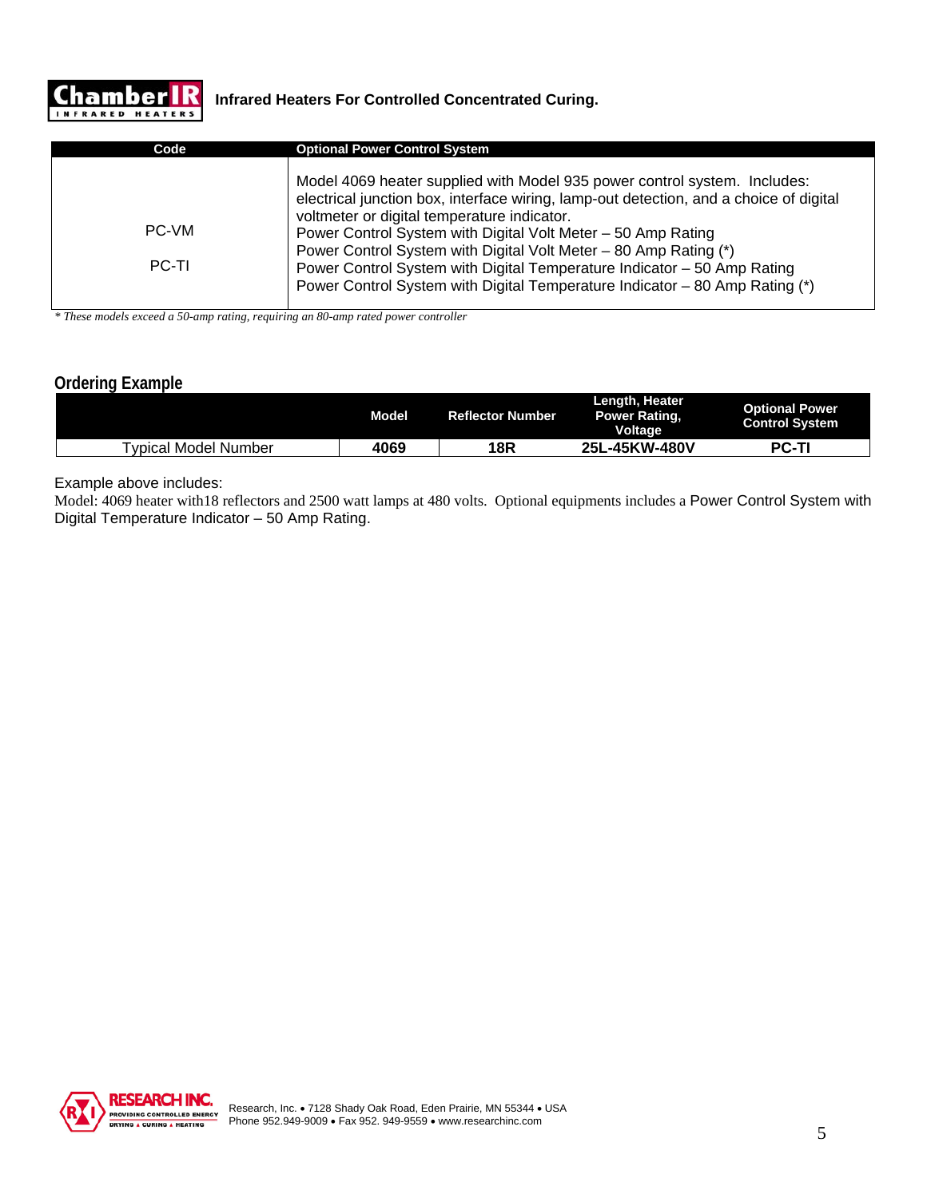**Infrared Heaters For Controlled Concentrated Curing.**

| Code | Optional Power Control System |
|---|---|
| PC-VM<br><br>PC-TI | Model 4069 heater supplied with Model 935 power control system. Includes: electrical junction box, interface wiring, lamp-out detection, and a choice of digital voltmeter or digital temperature indicator.<br>Power Control System with Digital Volt Meter – 50 Amp Rating<br>Power Control System with Digital Volt Meter – 80 Amp Rating (*)<br>Power Control System with Digital Temperature Indicator – 50 Amp Rating<br>Power Control System with Digital Temperature Indicator – 80 Amp Rating (*) |

*\* These models exceed a 50-amp rating, requiring an 80-amp rated power controller*

## Ordering Example

| | Model | Reflector Number | Length, Heater Power Rating, Voltage | Optional Power Control System |
|---|---|---|---|---|
| Typical Model Number | **4069** | **18R** | **25L-45KW-480V** | **PC-TI** |

Example above includes:
Model: 4069 heater with18 reflectors and 2500 watt lamps at 480 volts. Optional equipments includes a Power Control System with Digital Temperature Indicator – 50 Amp Rating.

Research, Inc. • 7128 Shady Oak Road, Eden Prairie, MN 55344 • USA
Phone 952.949-9009 • Fax 952. 949-9559 • www.researchinc.com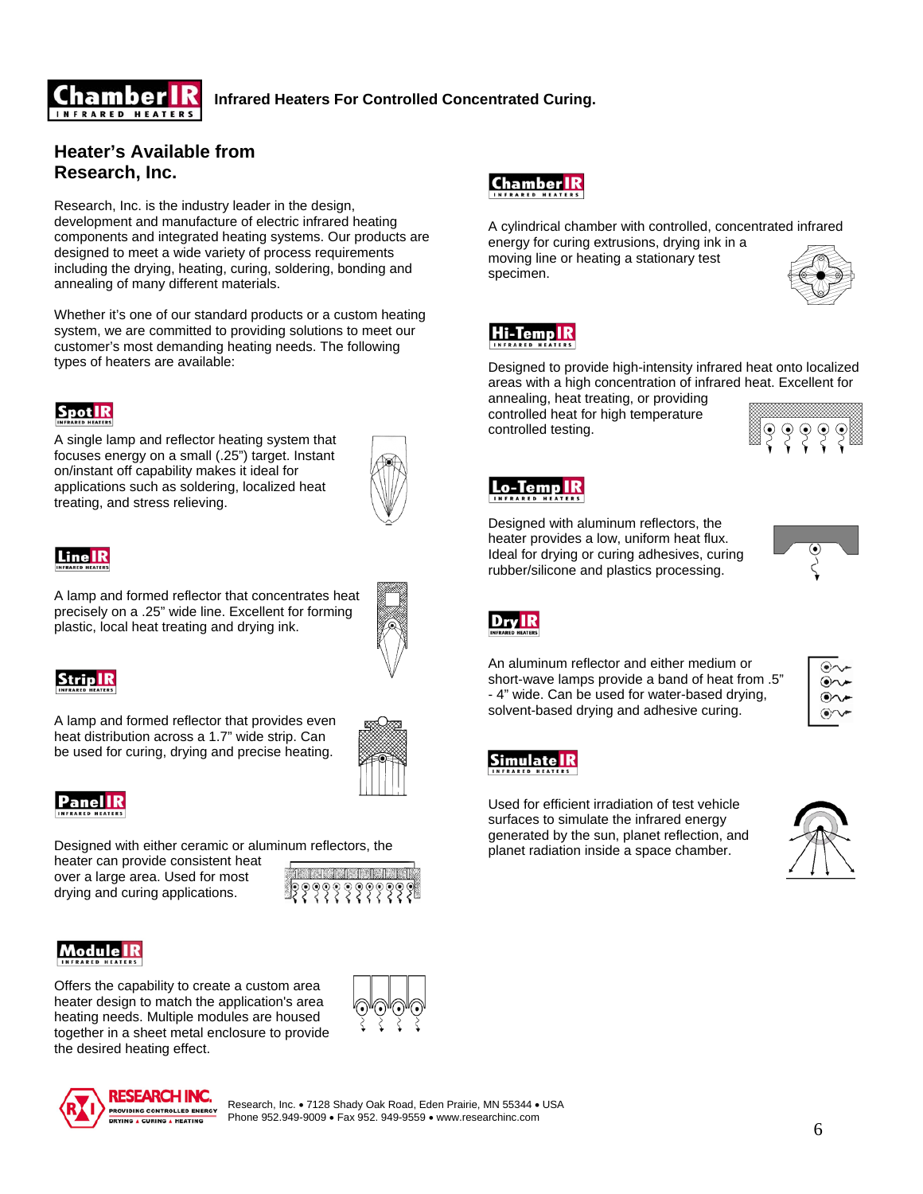**ChamberIR** INFRARED HEATERS — **Infrared Heaters For Controlled Concentrated Curing.**

## Heater's Available from Research, Inc.

Research, Inc. is the industry leader in the design, development and manufacture of electric infrared heating components and integrated heating systems. Our products are designed to meet a wide variety of process requirements including the drying, heating, curing, soldering, bonding and annealing of many different materials.

Whether it's one of our standard products or a custom heating system, we are committed to providing solutions to meet our customer's most demanding heating needs. The following types of heaters are available:

### SpotIR

A single lamp and reflector heating system that focuses energy on a small (.25") target. Instant on/instant off capability makes it ideal for applications such as soldering, localized heat treating, and stress relieving.

### LineIR

A lamp and formed reflector that concentrates heat precisely on a .25" wide line. Excellent for forming plastic, local heat treating and drying ink.

### StripIR

A lamp and formed reflector that provides even heat distribution across a 1.7" wide strip. Can be used for curing, drying and precise heating.

### PanelIR

Designed with either ceramic or aluminum reflectors, the heater can provide consistent heat over a large area. Used for most drying and curing applications.

### ModuleIR

Offers the capability to create a custom area heater design to match the application's area heating needs. Multiple modules are housed together in a sheet metal enclosure to provide the desired heating effect.

### ChamberIR

A cylindrical chamber with controlled, concentrated infrared energy for curing extrusions, drying ink in a moving line or heating a stationary test specimen.

### Hi-TempIR

Designed to provide high-intensity infrared heat onto localized areas with a high concentration of infrared heat. Excellent for annealing, heat treating, or providing controlled heat for high temperature controlled testing.

### Lo-TempIR

Designed with aluminum reflectors, the heater provides a low, uniform heat flux. Ideal for drying or curing adhesives, curing rubber/silicone and plastics processing.

### DryIR

An aluminum reflector and either medium or short-wave lamps provide a band of heat from .5" - 4" wide. Can be used for water-based drying, solvent-based drying and adhesive curing.

### SimulateIR

Used for efficient irradiation of test vehicle surfaces to simulate the infrared energy generated by the sun, planet reflection, and planet radiation inside a space chamber.

RESEARCH INC. — PROVIDING CONTROLLED ENERGY — DRYING • CURING • HEATING

Research, Inc. • 7128 Shady Oak Road, Eden Prairie, MN 55344 • USA
Phone 952.949-9009 • Fax 952. 949-9559 • www.researchinc.com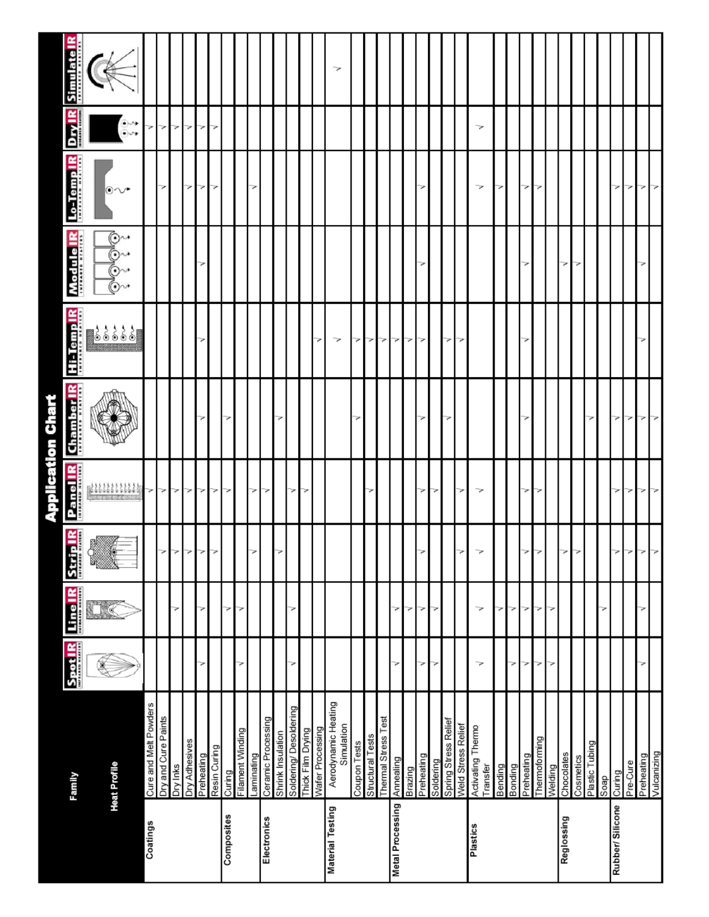# Application Chart

| Family | Heat Profile | Spot IR | Line IR | Strip IR | Panel IR | Chamber IR | Hi-Temp IR | Module IR | Lo-Temp IR | Dry IR | Simulate IR |
|---|---|---|---|---|---|---|---|---|---|---|---|
| Coatings | Cure and Melt Powders | | | | √ | | | | | √ | |
| | Dry and Cure Paints | | | √ | √ | | | | √ | √ | |
| | Dry Inks | | √ | √ | √ | | | | | √ | |
| | Dry Adhesives | | | √ | √ | | | | √ | √ | |
| | Preheating | √ | √ | √ | √ | √ | √ | √ | √ | √ | |
| | Resin Curing | | | √ | √ | | | | √ | √ | |
| Composites | Curing | √ | √ | | √ | √ | | | | | |
| | Filament Winding | | √ | | | | | | | | |
| | Laminating | | | √ | √ | | | | √ | | |
| Electronics | Ceramic Processing | | | | √ | | | | | | |
| | Shrink Insulation | | | √ | | √ | | | | | |
| | Soldering/Desoldering | √ | √ | | √ | | | | | | |
| | Thick Film Drying | | | | √ | | | | | | |
| | Wafer Processing | | | | | | √ | | | | |
| Material Testing | Aerodynamic Heating Simulation | | | | | | √ | | | | √ |
| | Coupon Tests | | | | | √ | √ | | | | |
| | Structural Tests | | | | √ | | √ | | | | |
| | Thermal Stress Test | | | | | | √ | | | | |
| Metal Processing | Annealing | √ | √ | | | | √ | | | | |
| | Brazing | | √ | | | | √ | | | | |
| | Preheating | √ | √ | √ | √ | √ | √ | √ | √ | | |
| | Soldering | √ | √ | | √ | | | | | | |
| | Spring Stress Relief | | | | | √ | √ | | | | |
| | Weld Stress Relief | | | √ | √ | | √ | | | | |
| Plastics | Activating Thermo Transfer | √ | √ | √ | √ | | | | √ | √ | |
| | Bending | | √ | | | | | | √ | | |
| | Bonding | √ | √ | | | | | | | | |
| | Preheating | √ | √ | √ | √ | √ | √ | √ | √ | | |
| | Thermoforming | √ | √ | √ | √ | | | | √ | | |
| | Welding | √ | √ | | | | | | | | |
| Reglossing | Chocolates | | | √ | | | | √ | | | |
| | Cosmetics | | | √ | | | | √ | | | |
| | Plastic Tubing | | | | | √ | | | | | |
| | Soap | | √ | | | | | | | | |
| Rubber/ Silicone | Curing | | | √ | √ | √ | | | √ | | |
| | Pre-Cure | | | √ | √ | √ | | | √ | | |
| | Preheating | √ | √ | √ | √ | √ | √ | √ | √ | | |
| | Vulcanizing | | | √ | √ | √ | | | √ | | |